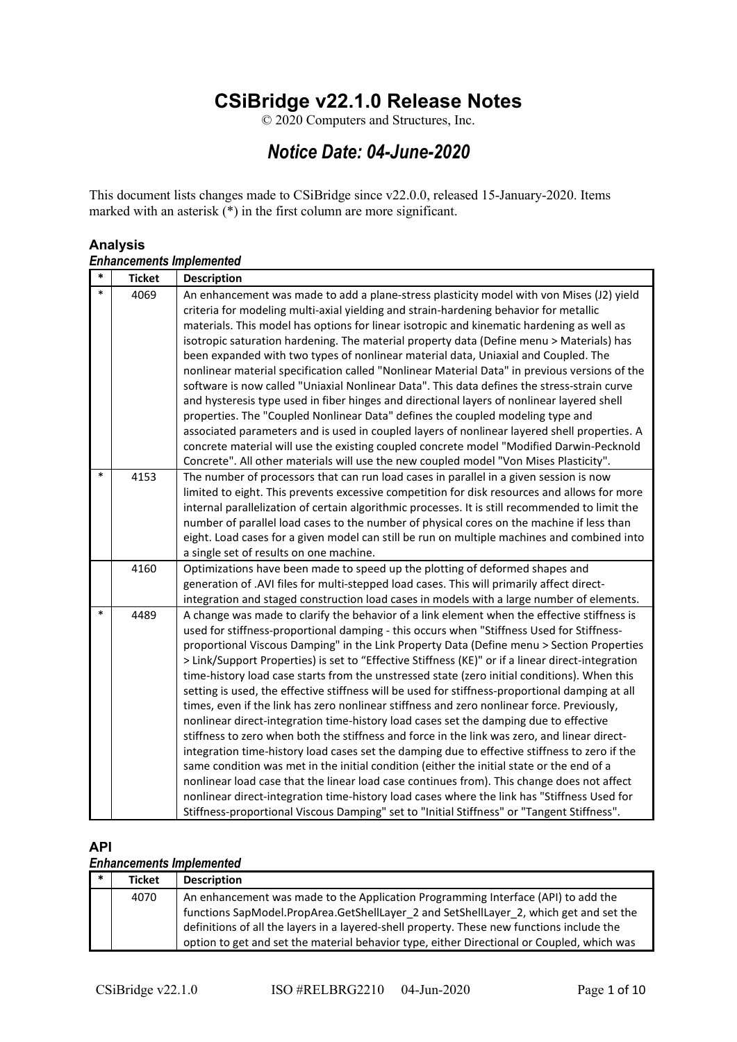# CSiBridge v22.1.0 Release Notes

© 2020 Computers and Structures, Inc.

## *Notice Date: 04-June-2020*

This document lists changes made to CSiBridge since v22.0.0, released 15-January-2020. Items marked with an asterisk (*) in the first column are more significant.

### Analysis

#### *Enhancements Implemented*

| * | Ticket | Description |
|---|---|---|
| * | 4069 | An enhancement was made to add a plane-stress plasticity model with von Mises (J2) yield criteria for modeling multi-axial yielding and strain-hardening behavior for metallic materials. This model has options for linear isotropic and kinematic hardening as well as isotropic saturation hardening. The material property data (Define menu > Materials) has been expanded with two types of nonlinear material data, Uniaxial and Coupled. The nonlinear material specification called "Nonlinear Material Data" in previous versions of the software is now called "Uniaxial Nonlinear Data". This data defines the stress-strain curve and hysteresis type used in fiber hinges and directional layers of nonlinear layered shell properties. The "Coupled Nonlinear Data" defines the coupled modeling type and associated parameters and is used in coupled layers of nonlinear layered shell properties. A concrete material will use the existing coupled concrete model "Modified Darwin-Pecknold Concrete". All other materials will use the new coupled model "Von Mises Plasticity". |
| * | 4153 | The number of processors that can run load cases in parallel in a given session is now limited to eight. This prevents excessive competition for disk resources and allows for more internal parallelization of certain algorithmic processes. It is still recommended to limit the number of parallel load cases to the number of physical cores on the machine if less than eight. Load cases for a given model can still be run on multiple machines and combined into a single set of results on one machine. |
| | 4160 | Optimizations have been made to speed up the plotting of deformed shapes and generation of .AVI files for multi-stepped load cases. This will primarily affect direct-integration and staged construction load cases in models with a large number of elements. |
| * | 4489 | A change was made to clarify the behavior of a link element when the effective stiffness is used for stiffness-proportional damping - this occurs when "Stiffness Used for Stiffness-proportional Viscous Damping" in the Link Property Data (Define menu > Section Properties > Link/Support Properties) is set to "Effective Stiffness (KE)" or if a linear direct-integration time-history load case starts from the unstressed state (zero initial conditions). When this setting is used, the effective stiffness will be used for stiffness-proportional damping at all times, even if the link has zero nonlinear stiffness and zero nonlinear force. Previously, nonlinear direct-integration time-history load cases set the damping due to effective stiffness to zero when both the stiffness and force in the link was zero, and linear direct-integration time-history load cases set the damping due to effective stiffness to zero if the same condition was met in the initial condition (either the initial state or the end of a nonlinear load case that the linear load case continues from). This change does not affect nonlinear direct-integration time-history load cases where the link has "Stiffness Used for Stiffness-proportional Viscous Damping" set to "Initial Stiffness" or "Tangent Stiffness". |

### API

#### *Enhancements Implemented*

| * | Ticket | Description |
|---|---|---|
| | 4070 | An enhancement was made to the Application Programming Interface (API) to add the functions SapModel.PropArea.GetShellLayer_2 and SetShellLayer_2, which get and set the definitions of all the layers in a layered-shell property. These new functions include the option to get and set the material behavior type, either Directional or Coupled, which was |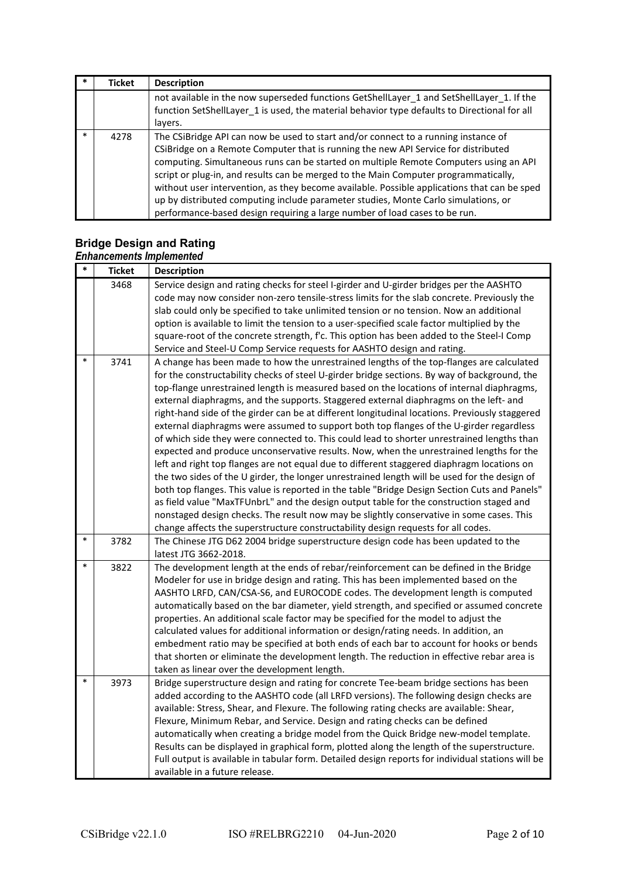| * | Ticket | Description |
|---|---|---|
| | | not available in the now superseded functions GetShellLayer_1 and SetShellLayer_1. If the function SetShellLayer_1 is used, the material behavior type defaults to Directional for all layers. |
| * | 4278 | The CSiBridge API can now be used to start and/or connect to a running instance of CSiBridge on a Remote Computer that is running the new API Service for distributed computing. Simultaneous runs can be started on multiple Remote Computers using an API script or plug-in, and results can be merged to the Main Computer programmatically, without user intervention, as they become available. Possible applications that can be sped up by distributed computing include parameter studies, Monte Carlo simulations, or performance-based design requiring a large number of load cases to be run. |

## Bridge Design and Rating

### *Enhancements Implemented*

| * | Ticket | Description |
|---|---|---|
| | 3468 | Service design and rating checks for steel I-girder and U-girder bridges per the AASHTO code may now consider non-zero tensile-stress limits for the slab concrete. Previously the slab could only be specified to take unlimited tension or no tension. Now an additional option is available to limit the tension to a user-specified scale factor multiplied by the square-root of the concrete strength, f'c. This option has been added to the Steel-I Comp Service and Steel-U Comp Service requests for AASHTO design and rating. |
| * | 3741 | A change has been made to how the unrestrained lengths of the top-flanges are calculated for the constructability checks of steel U-girder bridge sections. By way of background, the top-flange unrestrained length is measured based on the locations of internal diaphragms, external diaphragms, and the supports. Staggered external diaphragms on the left- and right-hand side of the girder can be at different longitudinal locations. Previously staggered external diaphragms were assumed to support both top flanges of the U-girder regardless of which side they were connected to. This could lead to shorter unrestrained lengths than expected and produce unconservative results. Now, when the unrestrained lengths for the left and right top flanges are not equal due to different staggered diaphragm locations on the two sides of the U girder, the longer unrestrained length will be used for the design of both top flanges. This value is reported in the table "Bridge Design Section Cuts and Panels" as field value "MaxTFUnbrL" and the design output table for the construction staged and nonstaged design checks. The result now may be slightly conservative in some cases. This change affects the superstructure constructability design requests for all codes. |
| * | 3782 | The Chinese JTG D62 2004 bridge superstructure design code has been updated to the latest JTG 3662-2018. |
| * | 3822 | The development length at the ends of rebar/reinforcement can be defined in the Bridge Modeler for use in bridge design and rating. This has been implemented based on the AASHTO LRFD, CAN/CSA-S6, and EUROCODE codes. The development length is computed automatically based on the bar diameter, yield strength, and specified or assumed concrete properties. An additional scale factor may be specified for the model to adjust the calculated values for additional information or design/rating needs. In addition, an embedment ratio may be specified at both ends of each bar to account for hooks or bends that shorten or eliminate the development length. The reduction in effective rebar area is taken as linear over the development length. |
| * | 3973 | Bridge superstructure design and rating for concrete Tee-beam bridge sections has been added according to the AASHTO code (all LRFD versions). The following design checks are available: Stress, Shear, and Flexure. The following rating checks are available: Shear, Flexure, Minimum Rebar, and Service. Design and rating checks can be defined automatically when creating a bridge model from the Quick Bridge new-model template. Results can be displayed in graphical form, plotted along the length of the superstructure. Full output is available in tabular form. Detailed design reports for individual stations will be available in a future release. |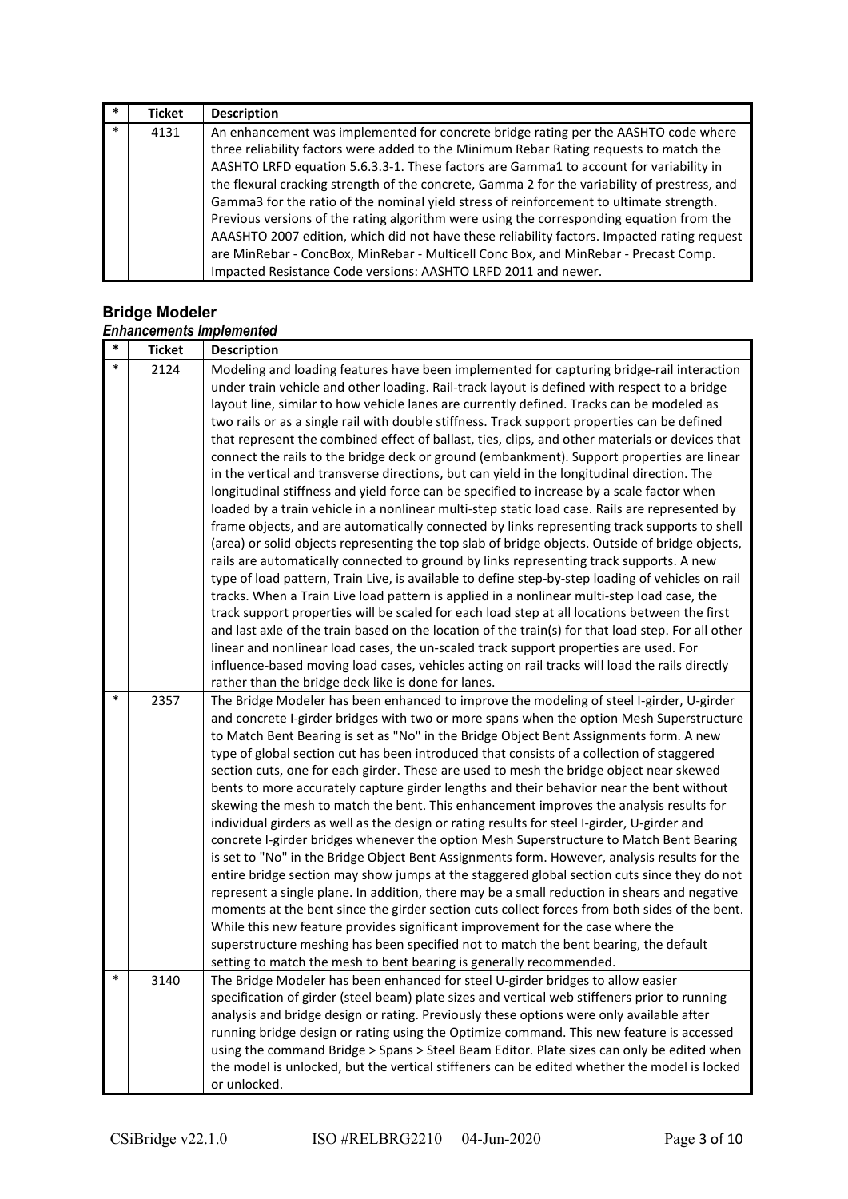| * | Ticket | Description |
|---|---|---|
| * | 4131 | An enhancement was implemented for concrete bridge rating per the AASHTO code where three reliability factors were added to the Minimum Rebar Rating requests to match the AASHTO LRFD equation 5.6.3.3-1. These factors are Gamma1 to account for variability in the flexural cracking strength of the concrete, Gamma 2 for the variability of prestress, and Gamma3 for the ratio of the nominal yield stress of reinforcement to ultimate strength. Previous versions of the rating algorithm were using the corresponding equation from the AAASHTO 2007 edition, which did not have these reliability factors. Impacted rating request are MinRebar - ConcBox, MinRebar - Multicell Conc Box, and MinRebar - Precast Comp. Impacted Resistance Code versions: AASHTO LRFD 2011 and newer. |

## Bridge Modeler

### *Enhancements Implemented*

| * | Ticket | Description |
|---|---|---|
| * | 2124 | Modeling and loading features have been implemented for capturing bridge-rail interaction under train vehicle and other loading. Rail-track layout is defined with respect to a bridge layout line, similar to how vehicle lanes are currently defined. Tracks can be modeled as two rails or as a single rail with double stiffness. Track support properties can be defined that represent the combined effect of ballast, ties, clips, and other materials or devices that connect the rails to the bridge deck or ground (embankment). Support properties are linear in the vertical and transverse directions, but can yield in the longitudinal direction. The longitudinal stiffness and yield force can be specified to increase by a scale factor when loaded by a train vehicle in a nonlinear multi-step static load case. Rails are represented by frame objects, and are automatically connected by links representing track supports to shell (area) or solid objects representing the top slab of bridge objects. Outside of bridge objects, rails are automatically connected to ground by links representing track supports. A new type of load pattern, Train Live, is available to define step-by-step loading of vehicles on rail tracks. When a Train Live load pattern is applied in a nonlinear multi-step load case, the track support properties will be scaled for each load step at all locations between the first and last axle of the train based on the location of the train(s) for that load step. For all other linear and nonlinear load cases, the un-scaled track support properties are used. For influence-based moving load cases, vehicles acting on rail tracks will load the rails directly rather than the bridge deck like is done for lanes. |
| * | 2357 | The Bridge Modeler has been enhanced to improve the modeling of steel I-girder, U-girder and concrete I-girder bridges with two or more spans when the option Mesh Superstructure to Match Bent Bearing is set as "No" in the Bridge Object Bent Assignments form. A new type of global section cut has been introduced that consists of a collection of staggered section cuts, one for each girder. These are used to mesh the bridge object near skewed bents to more accurately capture girder lengths and their behavior near the bent without skewing the mesh to match the bent. This enhancement improves the analysis results for individual girders as well as the design or rating results for steel I-girder, U-girder and concrete I-girder bridges whenever the option Mesh Superstructure to Match Bent Bearing is set to "No" in the Bridge Object Bent Assignments form. However, analysis results for the entire bridge section may show jumps at the staggered global section cuts since they do not represent a single plane. In addition, there may be a small reduction in shears and negative moments at the bent since the girder section cuts collect forces from both sides of the bent. While this new feature provides significant improvement for the case where the superstructure meshing has been specified not to match the bent bearing, the default setting to match the mesh to bent bearing is generally recommended. |
| * | 3140 | The Bridge Modeler has been enhanced for steel U-girder bridges to allow easier specification of girder (steel beam) plate sizes and vertical web stiffeners prior to running analysis and bridge design or rating. Previously these options were only available after running bridge design or rating using the Optimize command. This new feature is accessed using the command Bridge > Spans > Steel Beam Editor. Plate sizes can only be edited when the model is unlocked, but the vertical stiffeners can be edited whether the model is locked or unlocked. |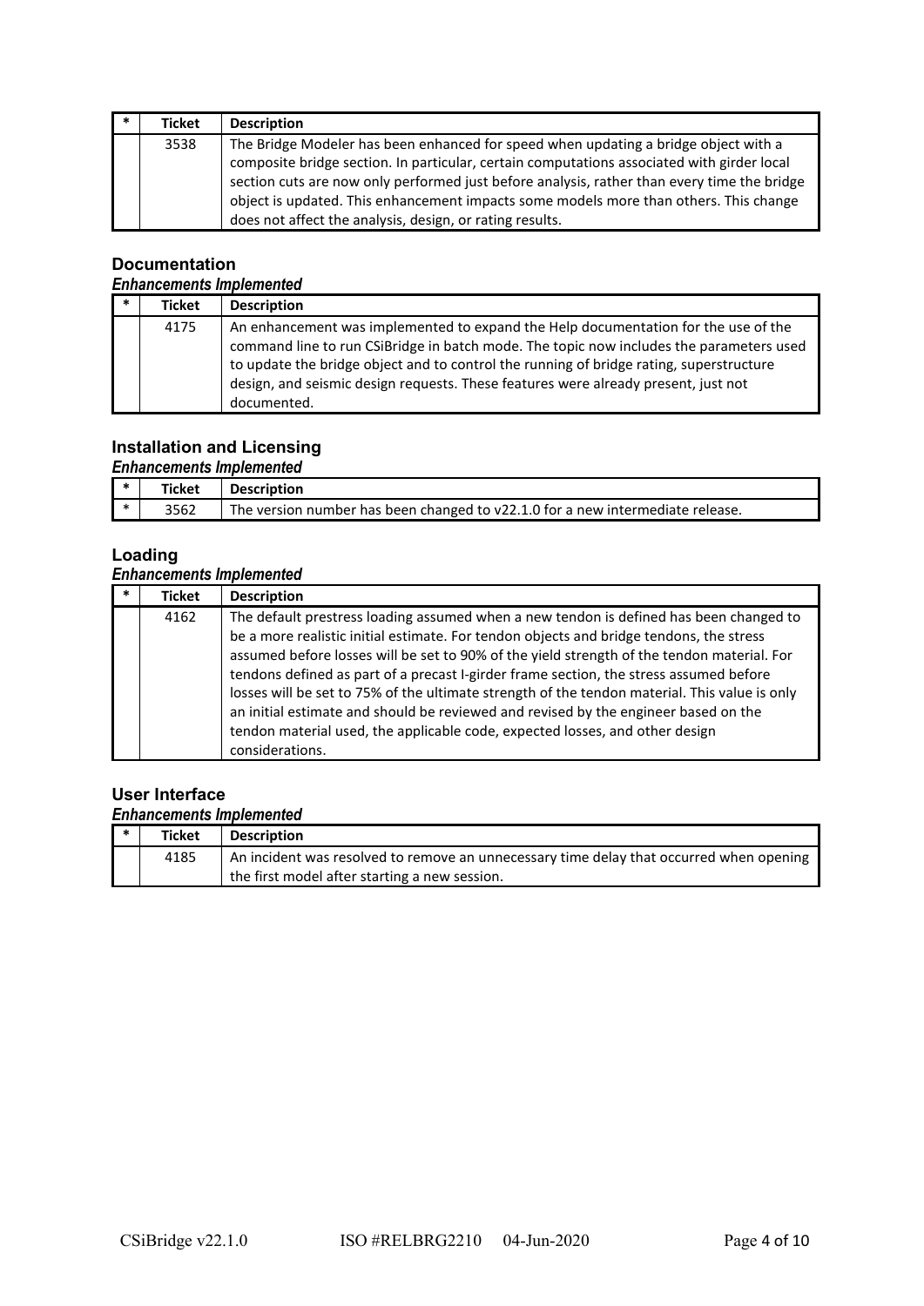| * | Ticket | Description |
|---|---|---|
| | 3538 | The Bridge Modeler has been enhanced for speed when updating a bridge object with a composite bridge section. In particular, certain computations associated with girder local section cuts are now only performed just before analysis, rather than every time the bridge object is updated. This enhancement impacts some models more than others. This change does not affect the analysis, design, or rating results. |

## Documentation

### *Enhancements Implemented*

| * | Ticket | Description |
|---|---|---|
| | 4175 | An enhancement was implemented to expand the Help documentation for the use of the command line to run CSiBridge in batch mode. The topic now includes the parameters used to update the bridge object and to control the running of bridge rating, superstructure design, and seismic design requests. These features were already present, just not documented. |

## Installation and Licensing

### *Enhancements Implemented*

| * | Ticket | Description |
|---|---|---|
| * | 3562 | The version number has been changed to v22.1.0 for a new intermediate release. |

## Loading

### *Enhancements Implemented*

| * | Ticket | Description |
|---|---|---|
| | 4162 | The default prestress loading assumed when a new tendon is defined has been changed to be a more realistic initial estimate. For tendon objects and bridge tendons, the stress assumed before losses will be set to 90% of the yield strength of the tendon material. For tendons defined as part of a precast I-girder frame section, the stress assumed before losses will be set to 75% of the ultimate strength of the tendon material. This value is only an initial estimate and should be reviewed and revised by the engineer based on the tendon material used, the applicable code, expected losses, and other design considerations. |

## User Interface

### *Enhancements Implemented*

| * | Ticket | Description |
|---|---|---|
| | 4185 | An incident was resolved to remove an unnecessary time delay that occurred when opening the first model after starting a new session. |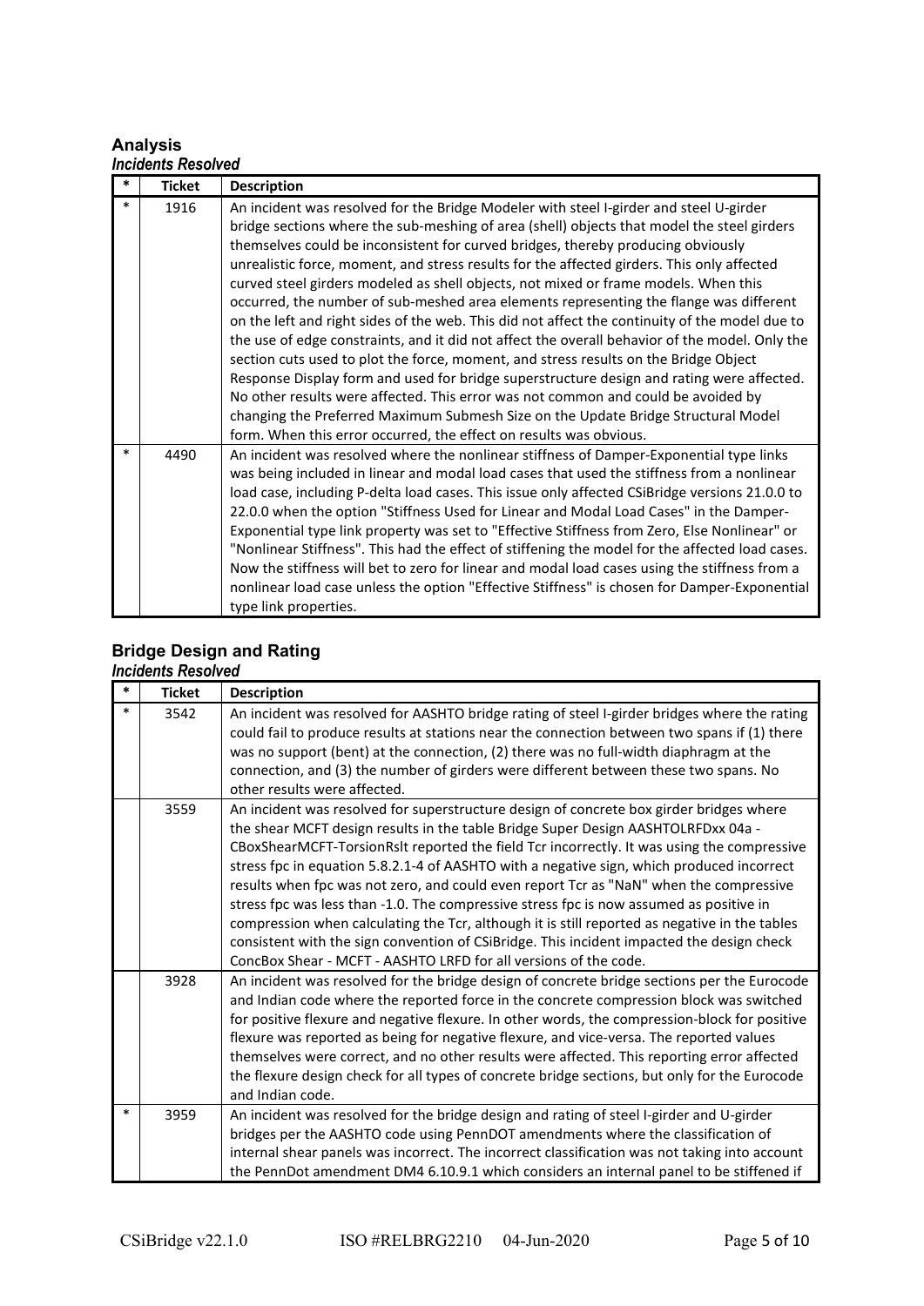## Analysis

### *Incidents Resolved*

| * | Ticket | Description |
|---|---|---|
| * | 1916 | An incident was resolved for the Bridge Modeler with steel I-girder and steel U-girder bridge sections where the sub-meshing of area (shell) objects that model the steel girders themselves could be inconsistent for curved bridges, thereby producing obviously unrealistic force, moment, and stress results for the affected girders. This only affected curved steel girders modeled as shell objects, not mixed or frame models. When this occurred, the number of sub-meshed area elements representing the flange was different on the left and right sides of the web. This did not affect the continuity of the model due to the use of edge constraints, and it did not affect the overall behavior of the model. Only the section cuts used to plot the force, moment, and stress results on the Bridge Object Response Display form and used for bridge superstructure design and rating were affected. No other results were affected. This error was not common and could be avoided by changing the Preferred Maximum Submesh Size on the Update Bridge Structural Model form. When this error occurred, the effect on results was obvious. |
| * | 4490 | An incident was resolved where the nonlinear stiffness of Damper-Exponential type links was being included in linear and modal load cases that used the stiffness from a nonlinear load case, including P-delta load cases. This issue only affected CSiBridge versions 21.0.0 to 22.0.0 when the option "Stiffness Used for Linear and Modal Load Cases" in the Damper-Exponential type link property was set to "Effective Stiffness from Zero, Else Nonlinear" or "Nonlinear Stiffness". This had the effect of stiffening the model for the affected load cases. Now the stiffness will bet to zero for linear and modal load cases using the stiffness from a nonlinear load case unless the option "Effective Stiffness" is chosen for Damper-Exponential type link properties. |

## Bridge Design and Rating

### *Incidents Resolved*

| * | Ticket | Description |
|---|---|---|
| * | 3542 | An incident was resolved for AASHTO bridge rating of steel I-girder bridges where the rating could fail to produce results at stations near the connection between two spans if (1) there was no support (bent) at the connection, (2) there was no full-width diaphragm at the connection, and (3) the number of girders were different between these two spans. No other results were affected. |
| | 3559 | An incident was resolved for superstructure design of concrete box girder bridges where the shear MCFT design results in the table Bridge Super Design AASHTOLRFDxx 04a - CBoxShearMCFT-TorsionRslt reported the field Tcr incorrectly. It was using the compressive stress fpc in equation 5.8.2.1-4 of AASHTO with a negative sign, which produced incorrect results when fpc was not zero, and could even report Tcr as "NaN" when the compressive stress fpc was less than -1.0. The compressive stress fpc is now assumed as positive in compression when calculating the Tcr, although it is still reported as negative in the tables consistent with the sign convention of CSiBridge. This incident impacted the design check ConcBox Shear - MCFT - AASHTO LRFD for all versions of the code. |
| | 3928 | An incident was resolved for the bridge design of concrete bridge sections per the Eurocode and Indian code where the reported force in the concrete compression block was switched for positive flexure and negative flexure. In other words, the compression-block for positive flexure was reported as being for negative flexure, and vice-versa. The reported values themselves were correct, and no other results were affected. This reporting error affected the flexure design check for all types of concrete bridge sections, but only for the Eurocode and Indian code. |
| * | 3959 | An incident was resolved for the bridge design and rating of steel I-girder and U-girder bridges per the AASHTO code using PennDOT amendments where the classification of internal shear panels was incorrect. The incorrect classification was not taking into account the PennDot amendment DM4 6.10.9.1 which considers an internal panel to be stiffened if |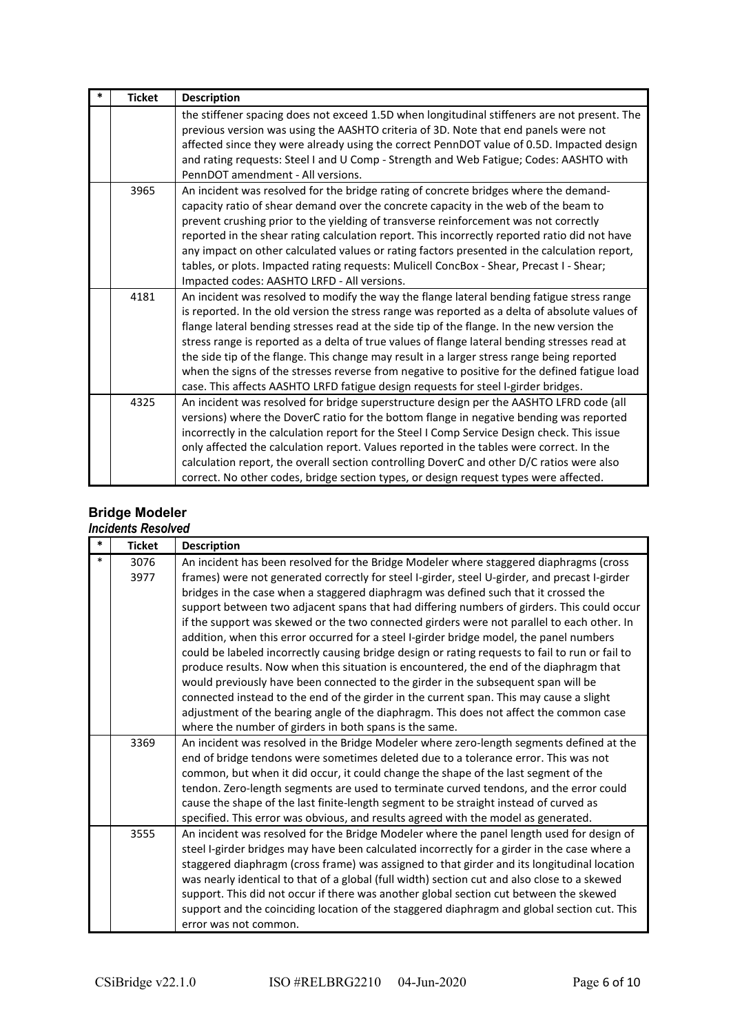| * | Ticket | Description |
|---|---|---|
| | | the stiffener spacing does not exceed 1.5D when longitudinal stiffeners are not present. The previous version was using the AASHTO criteria of 3D. Note that end panels were not affected since they were already using the correct PennDOT value of 0.5D. Impacted design and rating requests: Steel I and U Comp - Strength and Web Fatigue; Codes: AASHTO with PennDOT amendment - All versions. |
| | 3965 | An incident was resolved for the bridge rating of concrete bridges where the demand-capacity ratio of shear demand over the concrete capacity in the web of the beam to prevent crushing prior to the yielding of transverse reinforcement was not correctly reported in the shear rating calculation report. This incorrectly reported ratio did not have any impact on other calculated values or rating factors presented in the calculation report, tables, or plots. Impacted rating requests: Mulicell ConcBox - Shear, Precast I - Shear; Impacted codes: AASHTO LRFD - All versions. |
| | 4181 | An incident was resolved to modify the way the flange lateral bending fatigue stress range is reported. In the old version the stress range was reported as a delta of absolute values of flange lateral bending stresses read at the side tip of the flange. In the new version the stress range is reported as a delta of true values of flange lateral bending stresses read at the side tip of the flange. This change may result in a larger stress range being reported when the signs of the stresses reverse from negative to positive for the defined fatigue load case. This affects AASHTO LRFD fatigue design requests for steel I-girder bridges. |
| | 4325 | An incident was resolved for bridge superstructure design per the AASHTO LRFD code (all versions) where the DoverC ratio for the bottom flange in negative bending was reported incorrectly in the calculation report for the Steel I Comp Service Design check. This issue only affected the calculation report. Values reported in the tables were correct. In the calculation report, the overall section controlling DoverC and other D/C ratios were also correct. No other codes, bridge section types, or design request types were affected. |

## Bridge Modeler

### *Incidents Resolved*

| * | Ticket | Description |
|---|---|---|
| * | 3076<br>3977 | An incident has been resolved for the Bridge Modeler where staggered diaphragms (cross frames) were not generated correctly for steel I-girder, steel U-girder, and precast I-girder bridges in the case when a staggered diaphragm was defined such that it crossed the support between two adjacent spans that had differing numbers of girders. This could occur if the support was skewed or the two connected girders were not parallel to each other. In addition, when this error occurred for a steel I-girder bridge model, the panel numbers could be labeled incorrectly causing bridge design or rating requests to fail to run or fail to produce results. Now when this situation is encountered, the end of the diaphragm that would previously have been connected to the girder in the subsequent span will be connected instead to the end of the girder in the current span. This may cause a slight adjustment of the bearing angle of the diaphragm. This does not affect the common case where the number of girders in both spans is the same. |
| | 3369 | An incident was resolved in the Bridge Modeler where zero-length segments defined at the end of bridge tendons were sometimes deleted due to a tolerance error. This was not common, but when it did occur, it could change the shape of the last segment of the tendon. Zero-length segments are used to terminate curved tendons, and the error could cause the shape of the last finite-length segment to be straight instead of curved as specified. This error was obvious, and results agreed with the model as generated. |
| | 3555 | An incident was resolved for the Bridge Modeler where the panel length used for design of steel I-girder bridges may have been calculated incorrectly for a girder in the case where a staggered diaphragm (cross frame) was assigned to that girder and its longitudinal location was nearly identical to that of a global (full width) section cut and also close to a skewed support. This did not occur if there was another global section cut between the skewed support and the coinciding location of the staggered diaphragm and global section cut. This error was not common. |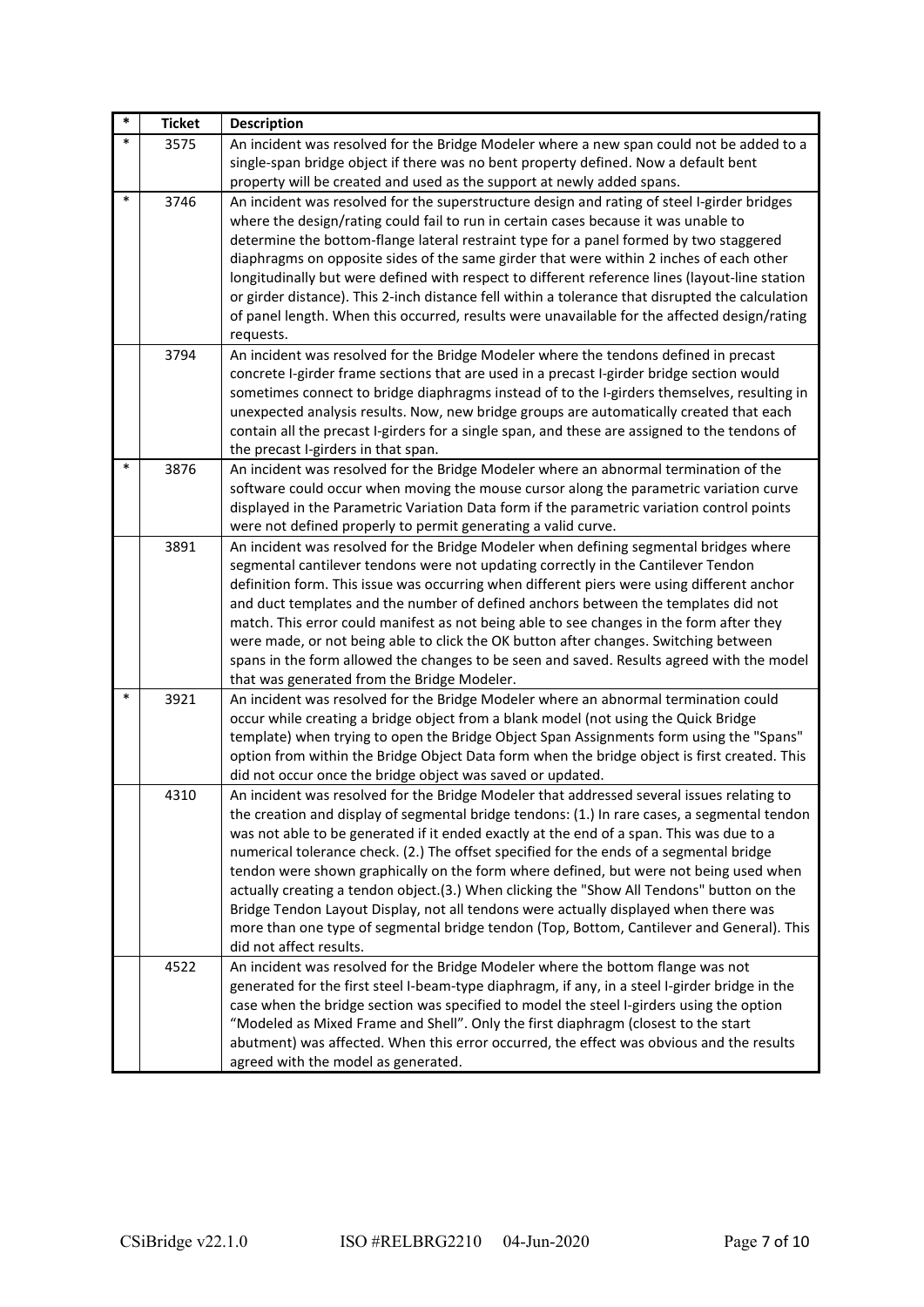| * | Ticket | Description |
|---|---|---|
| * | 3575 | An incident was resolved for the Bridge Modeler where a new span could not be added to a single-span bridge object if there was no bent property defined. Now a default bent property will be created and used as the support at newly added spans. |
| * | 3746 | An incident was resolved for the superstructure design and rating of steel I-girder bridges where the design/rating could fail to run in certain cases because it was unable to determine the bottom-flange lateral restraint type for a panel formed by two staggered diaphragms on opposite sides of the same girder that were within 2 inches of each other longitudinally but were defined with respect to different reference lines (layout-line station or girder distance). This 2-inch distance fell within a tolerance that disrupted the calculation of panel length. When this occurred, results were unavailable for the affected design/rating requests. |
| | 3794 | An incident was resolved for the Bridge Modeler where the tendons defined in precast concrete I-girder frame sections that are used in a precast I-girder bridge section would sometimes connect to bridge diaphragms instead of to the I-girders themselves, resulting in unexpected analysis results. Now, new bridge groups are automatically created that each contain all the precast I-girders for a single span, and these are assigned to the tendons of the precast I-girders in that span. |
| * | 3876 | An incident was resolved for the Bridge Modeler where an abnormal termination of the software could occur when moving the mouse cursor along the parametric variation curve displayed in the Parametric Variation Data form if the parametric variation control points were not defined properly to permit generating a valid curve. |
| | 3891 | An incident was resolved for the Bridge Modeler when defining segmental bridges where segmental cantilever tendons were not updating correctly in the Cantilever Tendon definition form. This issue was occurring when different piers were using different anchor and duct templates and the number of defined anchors between the templates did not match. This error could manifest as not being able to see changes in the form after they were made, or not being able to click the OK button after changes. Switching between spans in the form allowed the changes to be seen and saved. Results agreed with the model that was generated from the Bridge Modeler. |
| * | 3921 | An incident was resolved for the Bridge Modeler where an abnormal termination could occur while creating a bridge object from a blank model (not using the Quick Bridge template) when trying to open the Bridge Object Span Assignments form using the "Spans" option from within the Bridge Object Data form when the bridge object is first created. This did not occur once the bridge object was saved or updated. |
| | 4310 | An incident was resolved for the Bridge Modeler that addressed several issues relating to the creation and display of segmental bridge tendons: (1.) In rare cases, a segmental tendon was not able to be generated if it ended exactly at the end of a span. This was due to a numerical tolerance check. (2.) The offset specified for the ends of a segmental bridge tendon were shown graphically on the form where defined, but were not being used when actually creating a tendon object.(3.) When clicking the "Show All Tendons" button on the Bridge Tendon Layout Display, not all tendons were actually displayed when there was more than one type of segmental bridge tendon (Top, Bottom, Cantilever and General). This did not affect results. |
| | 4522 | An incident was resolved for the Bridge Modeler where the bottom flange was not generated for the first steel I-beam-type diaphragm, if any, in a steel I-girder bridge in the case when the bridge section was specified to model the steel I-girders using the option "Modeled as Mixed Frame and Shell". Only the first diaphragm (closest to the start abutment) was affected. When this error occurred, the effect was obvious and the results agreed with the model as generated. |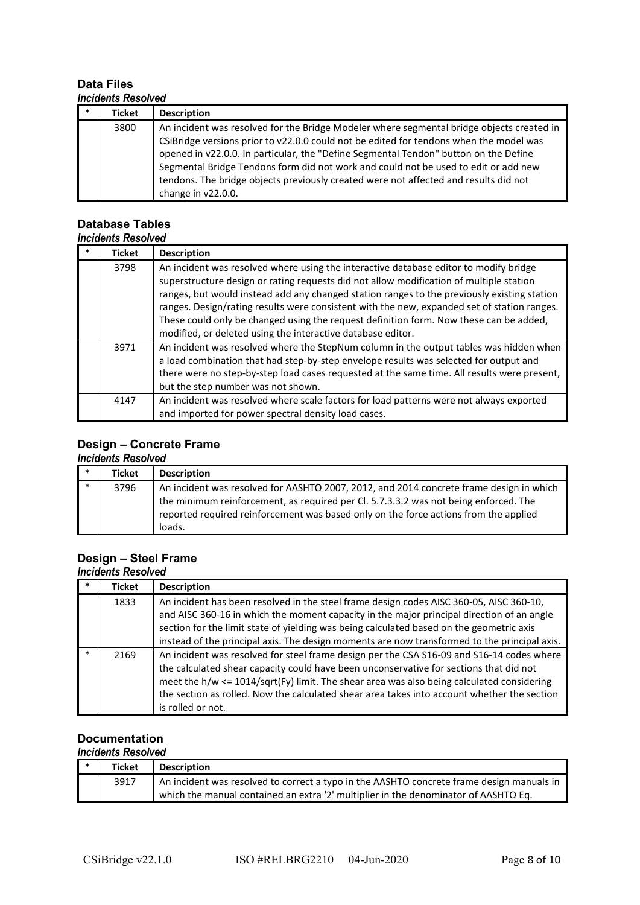## Data Files

### *Incidents Resolved*

| * | Ticket | Description |
|---|---|---|
| | 3800 | An incident was resolved for the Bridge Modeler where segmental bridge objects created in CSiBridge versions prior to v22.0.0 could not be edited for tendons when the model was opened in v22.0.0. In particular, the "Define Segmental Tendon" button on the Define Segmental Bridge Tendons form did not work and could not be used to edit or add new tendons. The bridge objects previously created were not affected and results did not change in v22.0.0. |

## Database Tables

### *Incidents Resolved*

| * | Ticket | Description |
|---|---|---|
| | 3798 | An incident was resolved where using the interactive database editor to modify bridge superstructure design or rating requests did not allow modification of multiple station ranges, but would instead add any changed station ranges to the previously existing station ranges. Design/rating results were consistent with the new, expanded set of station ranges. These could only be changed using the request definition form. Now these can be added, modified, or deleted using the interactive database editor. |
| | 3971 | An incident was resolved where the StepNum column in the output tables was hidden when a load combination that had step-by-step envelope results was selected for output and there were no step-by-step load cases requested at the same time. All results were present, but the step number was not shown. |
| | 4147 | An incident was resolved where scale factors for load patterns were not always exported and imported for power spectral density load cases. |

## Design – Concrete Frame

### *Incidents Resolved*

| * | Ticket | Description |
|---|---|---|
| * | 3796 | An incident was resolved for AASHTO 2007, 2012, and 2014 concrete frame design in which the minimum reinforcement, as required per Cl. 5.7.3.3.2 was not being enforced. The reported required reinforcement was based only on the force actions from the applied loads. |

## Design – Steel Frame

### *Incidents Resolved*

| * | Ticket | Description |
|---|---|---|
| | 1833 | An incident has been resolved in the steel frame design codes AISC 360-05, AISC 360-10, and AISC 360-16 in which the moment capacity in the major principal direction of an angle section for the limit state of yielding was being calculated based on the geometric axis instead of the principal axis. The design moments are now transformed to the principal axis. |
| * | 2169 | An incident was resolved for steel frame design per the CSA S16-09 and S16-14 codes where the calculated shear capacity could have been unconservative for sections that did not meet the $h/w \le 1014/\text{sqrt}(Fy)$ limit. The shear area was also being calculated considering the section as rolled. Now the calculated shear area takes into account whether the section is rolled or not. |

## Documentation

### *Incidents Resolved*

| * | Ticket | Description |
|---|---|---|
| | 3917 | An incident was resolved to correct a typo in the AASHTO concrete frame design manuals in which the manual contained an extra '2' multiplier in the denominator of AASHTO Eq. |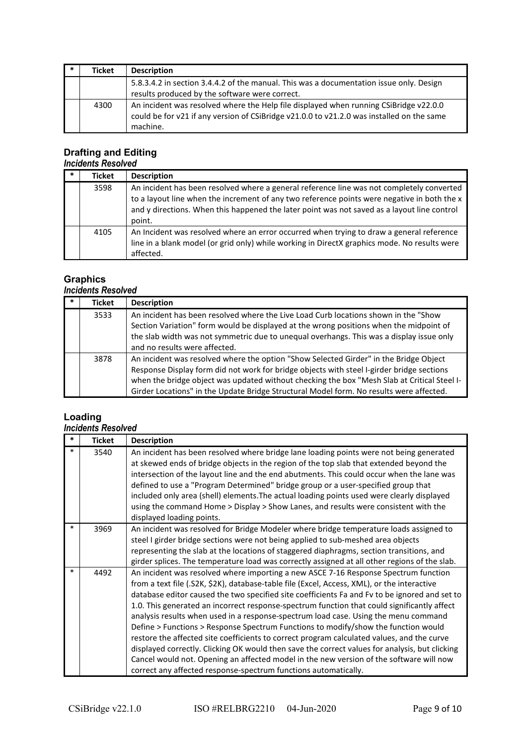| * | Ticket | Description |
|---|---|---|
| | | 5.8.3.4.2 in section 3.4.4.2 of the manual. This was a documentation issue only. Design results produced by the software were correct. |
| | 4300 | An incident was resolved where the Help file displayed when running CSiBridge v22.0.0 could be for v21 if any version of CSiBridge v21.0.0 to v21.2.0 was installed on the same machine. |

## Drafting and Editing

### *Incidents Resolved*

| * | Ticket | Description |
|---|---|---|
| | 3598 | An incident has been resolved where a general reference line was not completely converted to a layout line when the increment of any two reference points were negative in both the x and y directions. When this happened the later point was not saved as a layout line control point. |
| | 4105 | An Incident was resolved where an error occurred when trying to draw a general reference line in a blank model (or grid only) while working in DirectX graphics mode. No results were affected. |

## Graphics

### *Incidents Resolved*

| * | Ticket | Description |
|---|---|---|
| | 3533 | An incident has been resolved where the Live Load Curb locations shown in the "Show Section Variation" form would be displayed at the wrong positions when the midpoint of the slab width was not symmetric due to unequal overhangs. This was a display issue only and no results were affected. |
| | 3878 | An incident was resolved where the option "Show Selected Girder" in the Bridge Object Response Display form did not work for bridge objects with steel I-girder bridge sections when the bridge object was updated without checking the box "Mesh Slab at Critical Steel I-Girder Locations" in the Update Bridge Structural Model form. No results were affected. |

## Loading

### *Incidents Resolved*

| * | Ticket | Description |
|---|---|---|
| * | 3540 | An incident has been resolved where bridge lane loading points were not being generated at skewed ends of bridge objects in the region of the top slab that extended beyond the intersection of the layout line and the end abutments. This could occur when the lane was defined to use a "Program Determined" bridge group or a user-specified group that included only area (shell) elements.The actual loading points used were clearly displayed using the command Home > Display > Show Lanes, and results were consistent with the displayed loading points. |
| * | 3969 | An incident was resolved for Bridge Modeler where bridge temperature loads assigned to steel I girder bridge sections were not being applied to sub-meshed area objects representing the slab at the locations of staggered diaphragms, section transitions, and girder splices. The temperature load was correctly assigned at all other regions of the slab. |
| * | 4492 | An incident was resolved where importing a new ASCE 7-16 Response Spectrum function from a text file (.S2K, $2K), database-table file (Excel, Access, XML), or the interactive database editor caused the two specified site coefficients Fa and Fv to be ignored and set to 1.0. This generated an incorrect response-spectrum function that could significantly affect analysis results when used in a response-spectrum load case. Using the menu command Define > Functions > Response Spectrum Functions to modify/show the function would restore the affected site coefficients to correct program calculated values, and the curve displayed correctly. Clicking OK would then save the correct values for analysis, but clicking Cancel would not. Opening an affected model in the new version of the software will now correct any affected response-spectrum functions automatically. |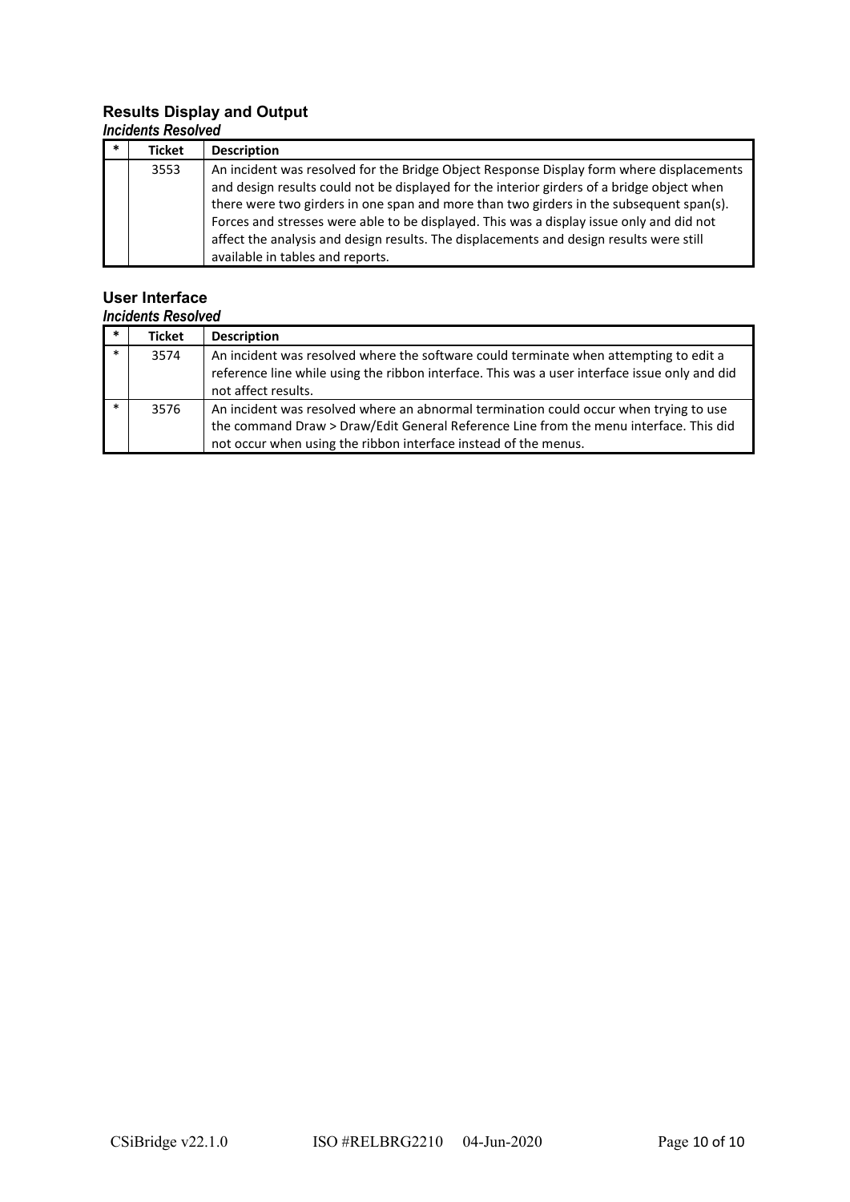## Results Display and Output

### *Incidents Resolved*

| * | Ticket | Description |
|---|---|---|
| | 3553 | An incident was resolved for the Bridge Object Response Display form where displacements and design results could not be displayed for the interior girders of a bridge object when there were two girders in one span and more than two girders in the subsequent span(s). Forces and stresses were able to be displayed. This was a display issue only and did not affect the analysis and design results. The displacements and design results were still available in tables and reports. |

## User Interface

### *Incidents Resolved*

| * | Ticket | Description |
|---|---|---|
| * | 3574 | An incident was resolved where the software could terminate when attempting to edit a reference line while using the ribbon interface. This was a user interface issue only and did not affect results. |
| * | 3576 | An incident was resolved where an abnormal termination could occur when trying to use the command Draw > Draw/Edit General Reference Line from the menu interface. This did not occur when using the ribbon interface instead of the menus. |